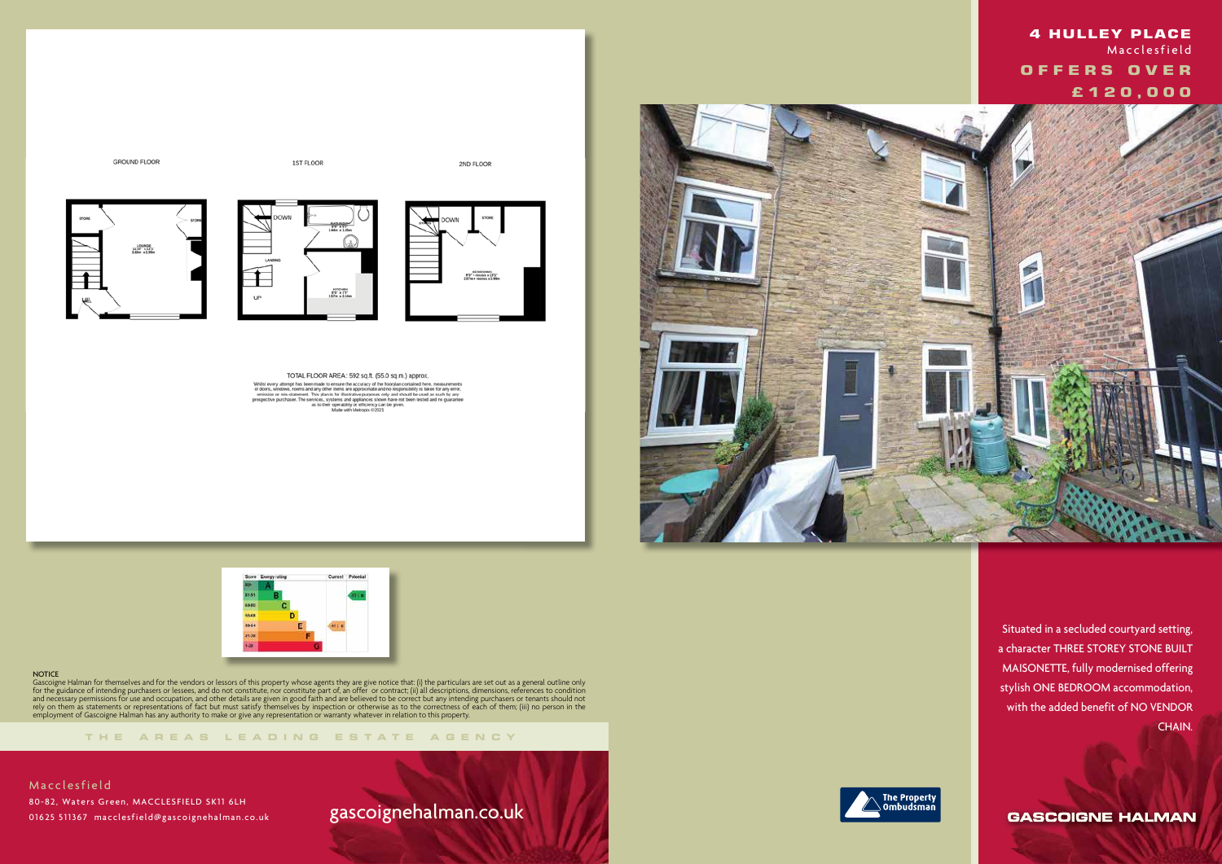# 4 HULLEY PLACE

Macclesfield

**OFFERS OVER £120,000**

GROUND FLOOR

STORE

STORE

LOUNGE
11'10" x 13'1"
3.60m x 3.99m

1ST FLOOR

DOWN

BATHROOM
4'9" x 4'1"
1.44m x 1.25m

LANDING

UP

KITCHEN
8'5" x 7'7"
2.57m x 2.31m

2ND FLOOR

DOWN

STORE

BEDROOM 1
8'5" + recess x 13'1"
2.57m + recess x 3.99m

TOTAL FLOOR AREA : 592 sq.ft. (55.0 sq.m.) approx.

Whilst every attempt has been made to ensure the accuracy of the floorplan contained here, measurements of doors, windows, rooms and any other items are approximate and no responsibility is taken for any error, omission or mis-statement. This plan is for illustrative purposes only and should be used as such by any prospective purchaser. The services, systems and appliances shown have not been tested and no guarantee as to their operability or efficiency can be given.
Made with Metropix ©2021

| Score | Energy rating | Current | Potential |
|---|---|---|---|
| 92+ | A | | |
| 81-91 | B | | 83 B |
| 69-80 | C | | |
| 55-68 | D | | |
| 39-54 | E | 41 E | |
| 21-38 | F | | |
| 1-20 | G | | |

Situated in a secluded courtyard setting, a character THREE STOREY STONE BUILT MAISONETTE, fully modernised offering stylish ONE BEDROOM accommodation, with the added benefit of NO VENDOR CHAIN.

NOTICE

Gascoigne Halman for themselves and for the vendors or lessors of this property whose agents they are give notice that: (i) the particulars are set out as a general outline only for the guidance of intending purchasers or lessees, and do not constitute, nor constitute part of, an offer or contract; (ii) all descriptions, dimensions, references to condition and necessary permissions for use and occupation, and other details are given in good faith and are believed to be correct but any intending purchasers or tenants should not rely on them as statements or representations of fact but must satisfy themselves by inspection or otherwise as to the correctness of each of them; (iii) no person in the employment of Gascoigne Halman has any authority to make or give any representation or warranty whatever in relation to this property.

THE AREAS LEADING ESTATE AGENCY

Macclesfield

80-82, Waters Green, MACCLESFIELD SK11 6LH

01625 511367 macclesfield@gascoignehalman.co.uk

gascoignehalman.co.uk

The Property Ombudsman

GASCOIGNE HALMAN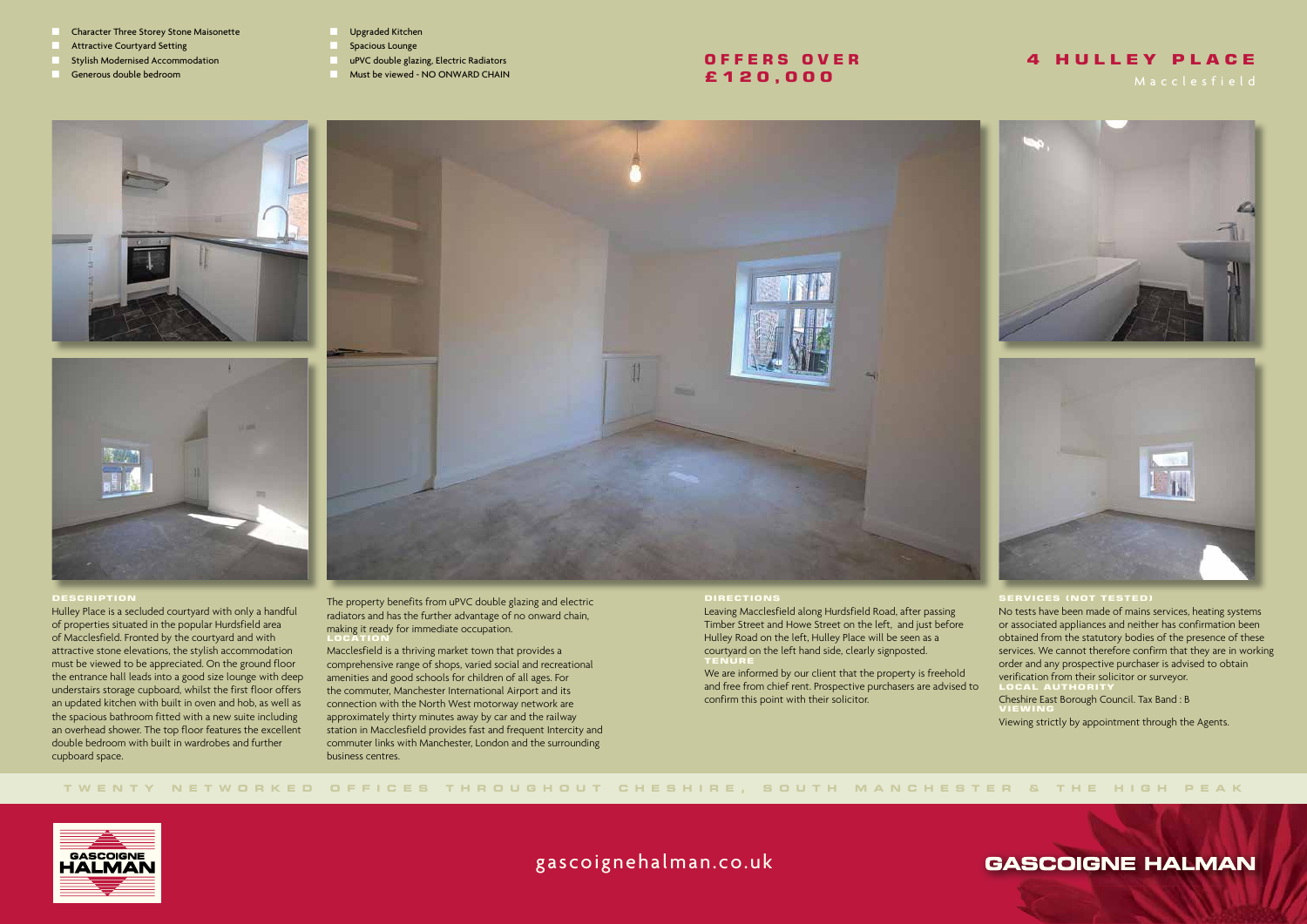- Character Three Storey Stone Maisonette
- Attractive Courtyard Setting
- Stylish Modernised Accommodation
- Generous double bedroom
- Upgraded Kitchen
- Spacious Lounge
- uPVC double glazing, Electric Radiators
- Must be viewed - NO ONWARD CHAIN

**OFFERS OVER £120,000**

# 4 HULLEY PLACE

Macclesfield

## DESCRIPTION

Hulley Place is a secluded courtyard with only a handful of properties situated in the popular Hurdsfield area of Macclesfield. Fronted by the courtyard and with attractive stone elevations, the stylish accommodation must be viewed to be appreciated. On the ground floor the entrance hall leads into a good size lounge with deep understairs storage cupboard, whilst the first floor offers an updated kitchen with built in oven and hob, as well as the spacious bathroom fitted with a new suite including an overhead shower. The top floor features the excellent double bedroom with built in wardrobes and further cupboard space.

The property benefits from uPVC double glazing and electric radiators and has the further advantage of no onward chain, making it ready for immediate occupation.

## LOCATION

Macclesfield is a thriving market town that provides a comprehensive range of shops, varied social and recreational amenities and good schools for children of all ages. For the commuter, Manchester International Airport and its connection with the North West motorway network are approximately thirty minutes away by car and the railway station in Macclesfield provides fast and frequent Intercity and commuter links with Manchester, London and the surrounding business centres.

## DIRECTIONS

Leaving Macclesfield along Hurdsfield Road, after passing Timber Street and Howe Street on the left, and just before Hulley Road on the left, Hulley Place will be seen as a courtyard on the left hand side, clearly signposted.

## TENURE

We are informed by our client that the property is freehold and free from chief rent. Prospective purchasers are advised to confirm this point with their solicitor.

## SERVICES (NOT TESTED)

No tests have been made of mains services, heating systems or associated appliances and neither has confirmation been obtained from the statutory bodies of the presence of these services. We cannot therefore confirm that they are in working order and any prospective purchaser is advised to obtain verification from their solicitor or surveyor.

## LOCAL AUTHORITY

Cheshire East Borough Council. Tax Band : B

## VIEWING

Viewing strictly by appointment through the Agents.

TWENTY NETWORKED OFFICES THROUGHOUT CHESHIRE, SOUTH MANCHESTER & THE HIGH PEAK

GASCOIGNE HALMAN

gascoignehalman.co.uk

GASCOIGNE HALMAN